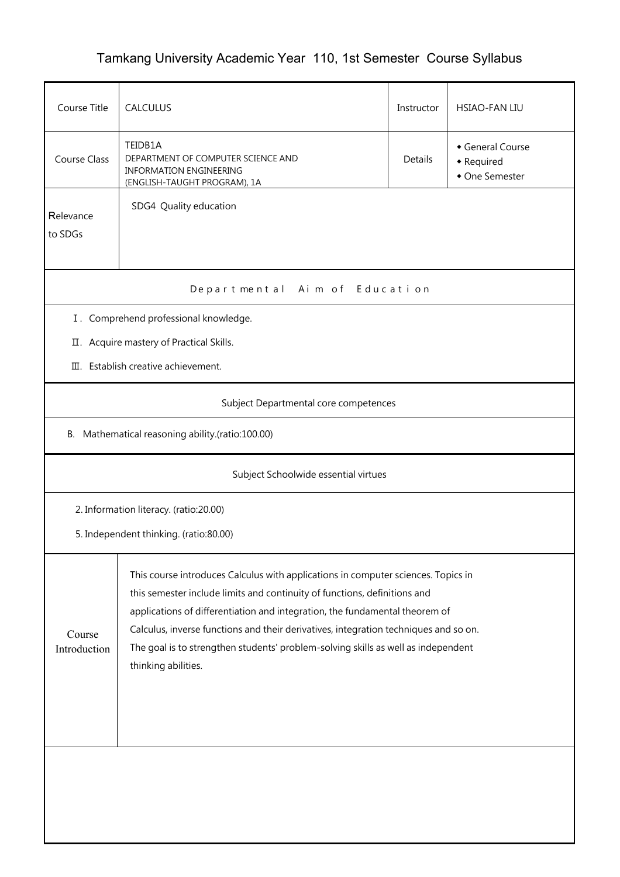# Tamkang University Academic Year 110, 1st Semester Course Syllabus

| Course Title | CALCULUS | Instructor | HSIAO-FAN LIU |
|---|---|---|---|
| Course Class | TEIDB1A<br>DEPARTMENT OF COMPUTER SCIENCE AND INFORMATION ENGINEERING (ENGLISH-TAUGHT PROGRAM), 1A | Details | ◆ General Course<br>◆ Required<br>◆ One Semester |
| Relevance to SDGs | SDG4 Quality education | | |

## Departmental Aim of Education

Ⅰ. Comprehend professional knowledge.

Ⅱ. Acquire mastery of Practical Skills.

Ⅲ. Establish creative achievement.

## Subject Departmental core competences

B. Mathematical reasoning ability.(ratio:100.00)

## Subject Schoolwide essential virtues

2. Information literacy. (ratio:20.00)

5. Independent thinking. (ratio:80.00)

| Course Introduction | This course introduces Calculus with applications in computer sciences. Topics in this semester include limits and continuity of functions, definitions and applications of differentiation and integration, the fundamental theorem of Calculus, inverse functions and their derivatives, integration techniques and so on. The goal is to strengthen students' problem-solving skills as well as independent thinking abilities. |
|---|---|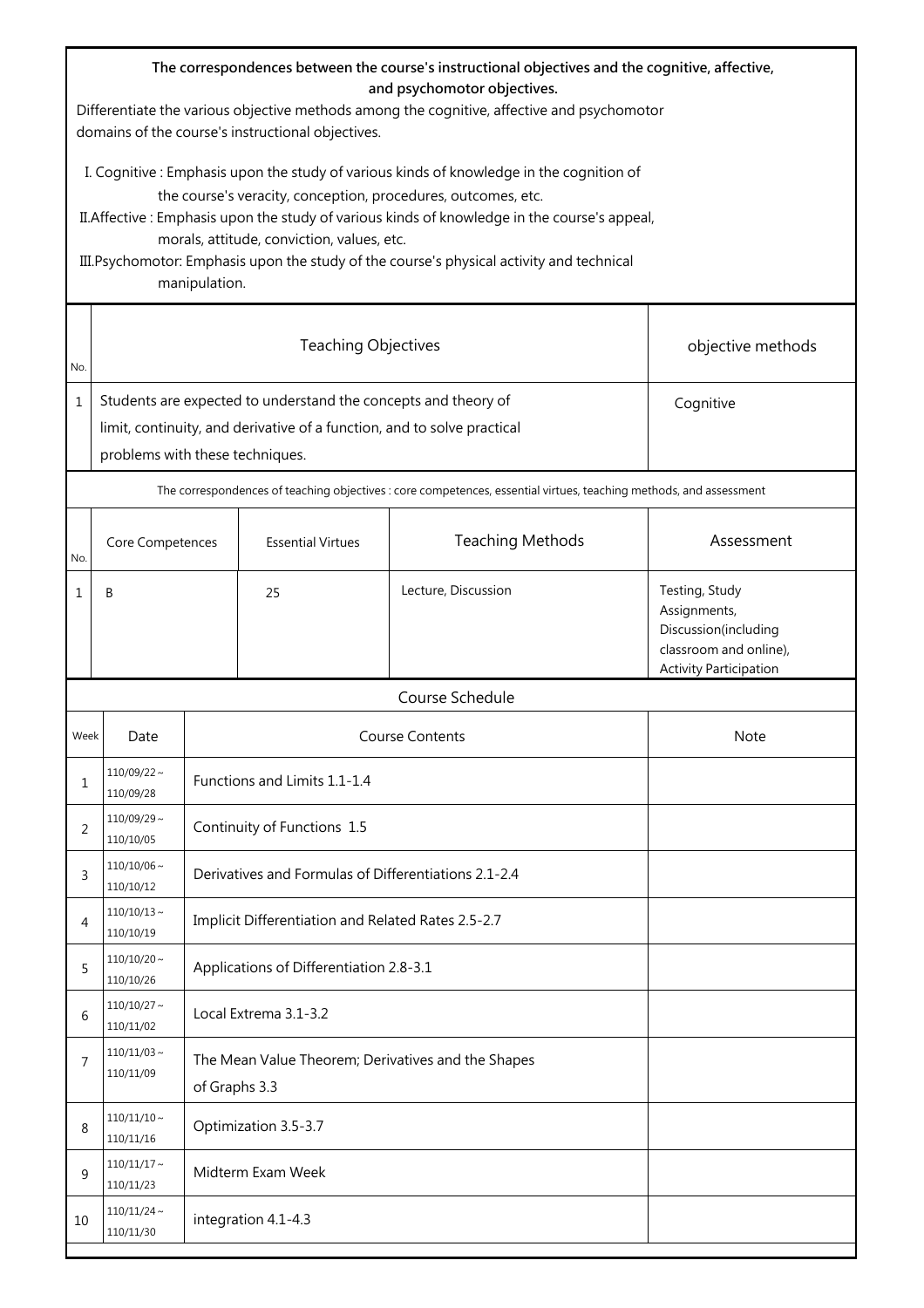**The correspondences between the course's instructional objectives and the cognitive, affective, and psychomotor objectives.**

Differentiate the various objective methods among the cognitive, affective and psychomotor domains of the course's instructional objectives.

I. Cognitive : Emphasis upon the study of various kinds of knowledge in the cognition of the course's veracity, conception, procedures, outcomes, etc.

II.Affective : Emphasis upon the study of various kinds of knowledge in the course's appeal, morals, attitude, conviction, values, etc.

III.Psychomotor: Emphasis upon the study of the course's physical activity and technical manipulation.

| No. | Teaching Objectives | objective methods |
|---|---|---|
| 1 | Students are expected to understand the concepts and theory of limit, continuity, and derivative of a function, and to solve practical problems with these techniques. | Cognitive |

The correspondences of teaching objectives : core competences, essential virtues, teaching methods, and assessment

| No. | Core Competences | Essential Virtues | Teaching Methods | Assessment |
|---|---|---|---|---|
| 1 | B | 25 | Lecture, Discussion | Testing, Study Assignments, Discussion(including classroom and online), Activity Participation |

Course Schedule

| Week | Date | Course Contents | Note |
|---|---|---|---|
| 1 | 110/09/22～110/09/28 | Functions and Limits 1.1-1.4 | |
| 2 | 110/09/29～110/10/05 | Continuity of Functions 1.5 | |
| 3 | 110/10/06～110/10/12 | Derivatives and Formulas of Differentiations 2.1-2.4 | |
| 4 | 110/10/13～110/10/19 | Implicit Differentiation and Related Rates 2.5-2.7 | |
| 5 | 110/10/20～110/10/26 | Applications of Differentiation 2.8-3.1 | |
| 6 | 110/10/27～110/11/02 | Local Extrema 3.1-3.2 | |
| 7 | 110/11/03～110/11/09 | The Mean Value Theorem; Derivatives and the Shapes of Graphs 3.3 | |
| 8 | 110/11/10～110/11/16 | Optimization 3.5-3.7 | |
| 9 | 110/11/17～110/11/23 | Midterm Exam Week | |
| 10 | 110/11/24～110/11/30 | integration 4.1-4.3 | |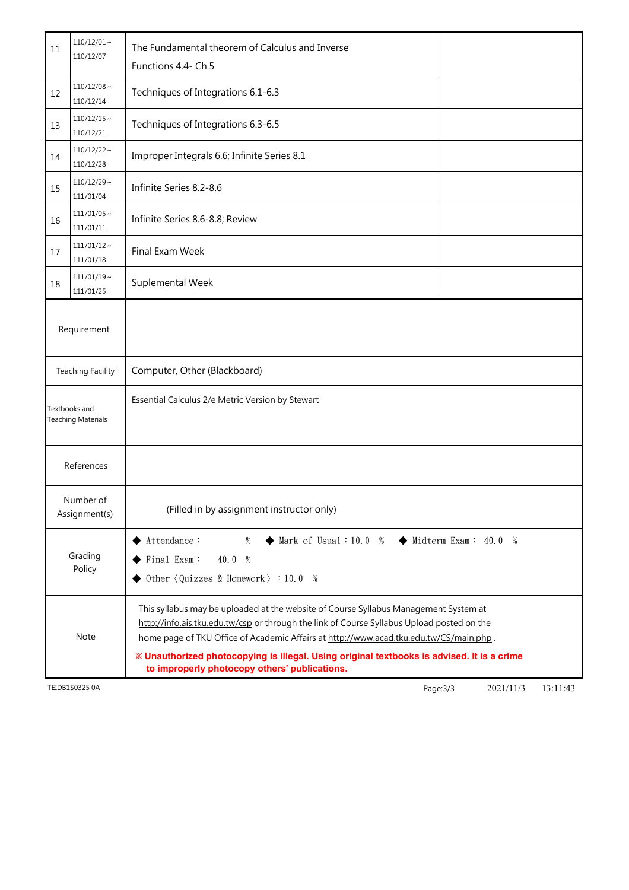| | | | |
|---|---|---|---|
| 11 | 110/12/01～<br>110/12/07 | The Fundamental theorem of Calculus and Inverse Functions 4.4- Ch.5 | |
| 12 | 110/12/08～<br>110/12/14 | Techniques of Integrations 6.1-6.3 | |
| 13 | 110/12/15～<br>110/12/21 | Techniques of Integrations 6.3-6.5 | |
| 14 | 110/12/22～<br>110/12/28 | Improper Integrals 6.6; Infinite Series 8.1 | |
| 15 | 110/12/29～<br>111/01/04 | Infinite Series 8.2-8.6 | |
| 16 | 111/01/05～<br>111/01/11 | Infinite Series 8.6-8.8; Review | |
| 17 | 111/01/12～<br>111/01/18 | Final Exam Week | |
| 18 | 111/01/19～<br>111/01/25 | Suplemental Week | |

| | |
|---|---|
| Requirement | |
| Teaching Facility | Computer, Other (Blackboard) |
| Textbooks and Teaching Materials | Essential Calculus 2/e Metric Version by Stewart |
| References | |
| Number of Assignment(s) | (Filled in by assignment instructor only) |
| Grading Policy | ◆ Attendance： % ◆ Mark of Usual：10.0 % ◆ Midterm Exam： 40.0 %<br>◆ Final Exam： 40.0 %<br>◆ Other〈Quizzes & Homework〉：10.0 % |
| Note | This syllabus may be uploaded at the website of Course Syllabus Management System at http://info.ais.tku.edu.tw/csp or through the link of Course Syllabus Upload posted on the home page of TKU Office of Academic Affairs at http://www.acad.tku.edu.tw/CS/main.php .<br>**※ Unauthorized photocopying is illegal. Using original textbooks is advised. It is a crime to improperly photocopy others' publications.** |

TEIDB1S0325 0A 2021/11/3 13:11:43